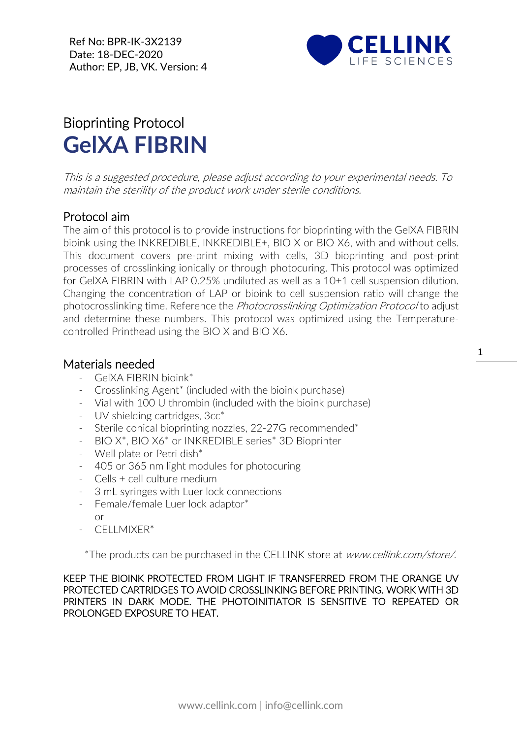Ref No: BPR-IK-3X2139
Date: 18-DEC-2020
Author: EP, JB, VK. Version: 4

# Bioprinting Protocol
# **GelXA FIBRIN**

*This is a suggested procedure, please adjust according to your experimental needs. To maintain the sterility of the product work under sterile conditions.*

## Protocol aim

The aim of this protocol is to provide instructions for bioprinting with the GelXA FIBRIN bioink using the INKREDIBLE, INKREDIBLE+, BIO X or BIO X6, with and without cells. This document covers pre-print mixing with cells, 3D bioprinting and post-print processes of crosslinking ionically or through photocuring. This protocol was optimized for GelXA FIBRIN with LAP 0.25% undiluted as well as a 10+1 cell suspension dilution. Changing the concentration of LAP or bioink to cell suspension ratio will change the photocrosslinking time. Reference the *Photocrosslinking Optimization Protocol* to adjust and determine these numbers. This protocol was optimized using the Temperature-controlled Printhead using the BIO X and BIO X6.

## Materials needed

- GelXA FIBRIN bioink*
- Crosslinking Agent* (included with the bioink purchase)
- Vial with 100 U thrombin (included with the bioink purchase)
- UV shielding cartridges, 3cc*
- Sterile conical bioprinting nozzles, 22-27G recommended*
- BIO X*, BIO X6* or INKREDIBLE series* 3D Bioprinter
- Well plate or Petri dish*
- 405 or 365 nm light modules for photocuring
- Cells + cell culture medium
- 3 mL syringes with Luer lock connections
- Female/female Luer lock adaptor*
  or
- CELLMIXER*

*The products can be purchased in the CELLINK store at *www.cellink.com/store/*.

KEEP THE BIOINK PROTECTED FROM LIGHT IF TRANSFERRED FROM THE ORANGE UV PROTECTED CARTRIDGES TO AVOID CROSSLINKING BEFORE PRINTING. WORK WITH 3D PRINTERS IN DARK MODE. THE PHOTOINITIATOR IS SENSITIVE TO REPEATED OR PROLONGED EXPOSURE TO HEAT.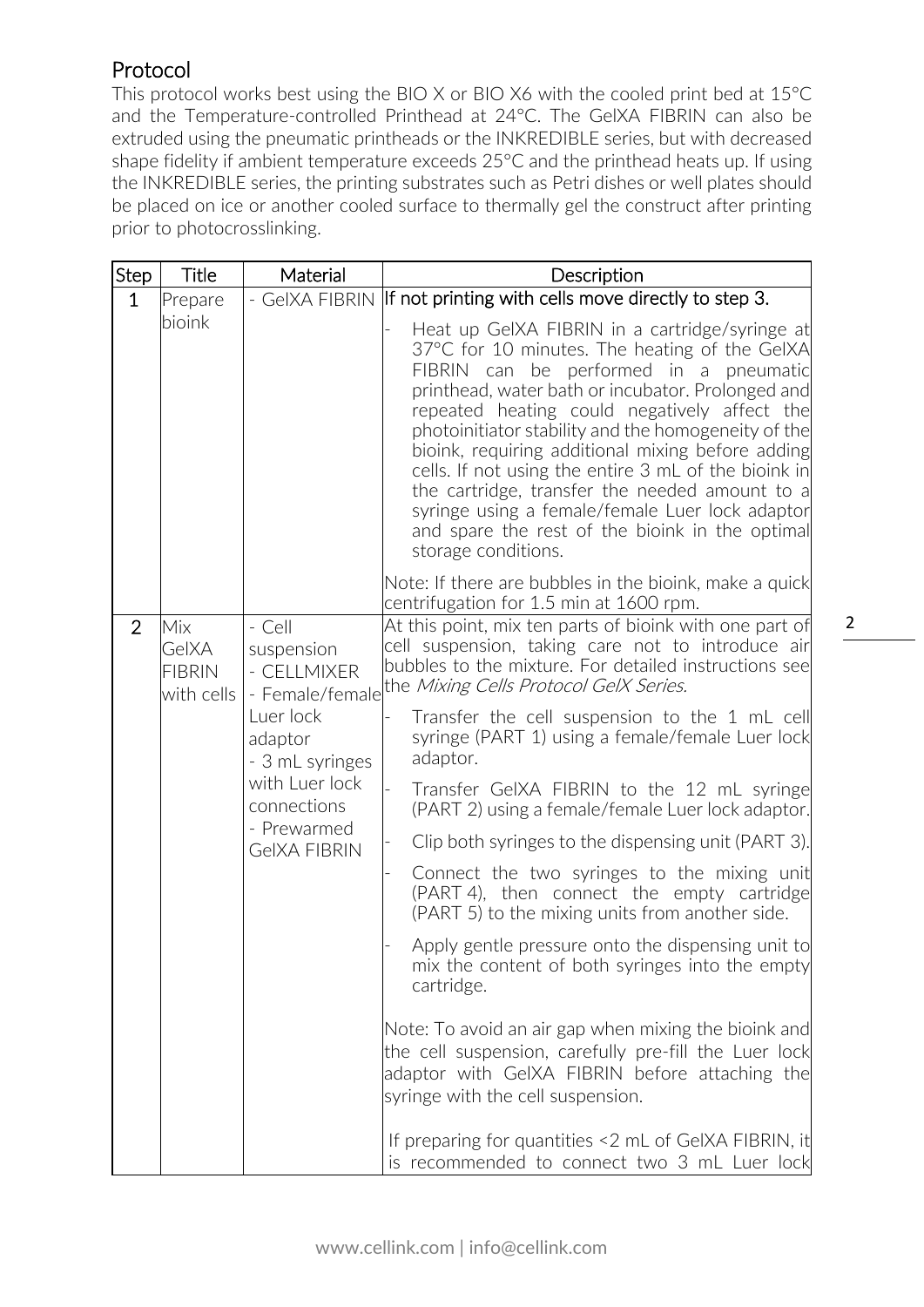## Protocol

This protocol works best using the BIO X or BIO X6 with the cooled print bed at 15°C and the Temperature-controlled Printhead at 24°C. The GelXA FIBRIN can also be extruded using the pneumatic printheads or the INKREDIBLE series, but with decreased shape fidelity if ambient temperature exceeds 25°C and the printhead heats up. If using the INKREDIBLE series, the printing substrates such as Petri dishes or well plates should be placed on ice or another cooled surface to thermally gel the construct after printing prior to photocrosslinking.

| Step | Title | Material | Description |
|---|---|---|---|
| 1 | Prepare bioink | - GelXA FIBRIN | If not printing with cells move directly to step 3.<br>- Heat up GelXA FIBRIN in a cartridge/syringe at 37°C for 10 minutes. The heating of the GelXA FIBRIN can be performed in a pneumatic printhead, water bath or incubator. Prolonged and repeated heating could negatively affect the photoinitiator stability and the homogeneity of the bioink, requiring additional mixing before adding cells. If not using the entire 3 mL of the bioink in the cartridge, transfer the needed amount to a syringe using a female/female Luer lock adaptor and spare the rest of the bioink in the optimal storage conditions.<br>Note: If there are bubbles in the bioink, make a quick centrifugation for 1.5 min at 1600 rpm. |
| 2 | Mix GelXA FIBRIN with cells | - Cell suspension<br>- CELLMIXER<br>- Female/female Luer lock adaptor<br>- 3 mL syringes with Luer lock connections<br>- Prewarmed GelXA FIBRIN | At this point, mix ten parts of bioink with one part of cell suspension, taking care not to introduce air bubbles to the mixture. For detailed instructions see the *Mixing Cells Protocol GelX Series*.<br>- Transfer the cell suspension to the 1 mL cell syringe (PART 1) using a female/female Luer lock adaptor.<br>- Transfer GelXA FIBRIN to the 12 mL syringe (PART 2) using a female/female Luer lock adaptor.<br>- Clip both syringes to the dispensing unit (PART 3).<br>- Connect the two syringes to the mixing unit (PART 4), then connect the empty cartridge (PART 5) to the mixing units from another side.<br>- Apply gentle pressure onto the dispensing unit to mix the content of both syringes into the empty cartridge.<br>Note: To avoid an air gap when mixing the bioink and the cell suspension, carefully pre-fill the Luer lock adaptor with GelXA FIBRIN before attaching the syringe with the cell suspension.<br>If preparing for quantities <2 mL of GelXA FIBRIN, it is recommended to connect two 3 mL Luer lock |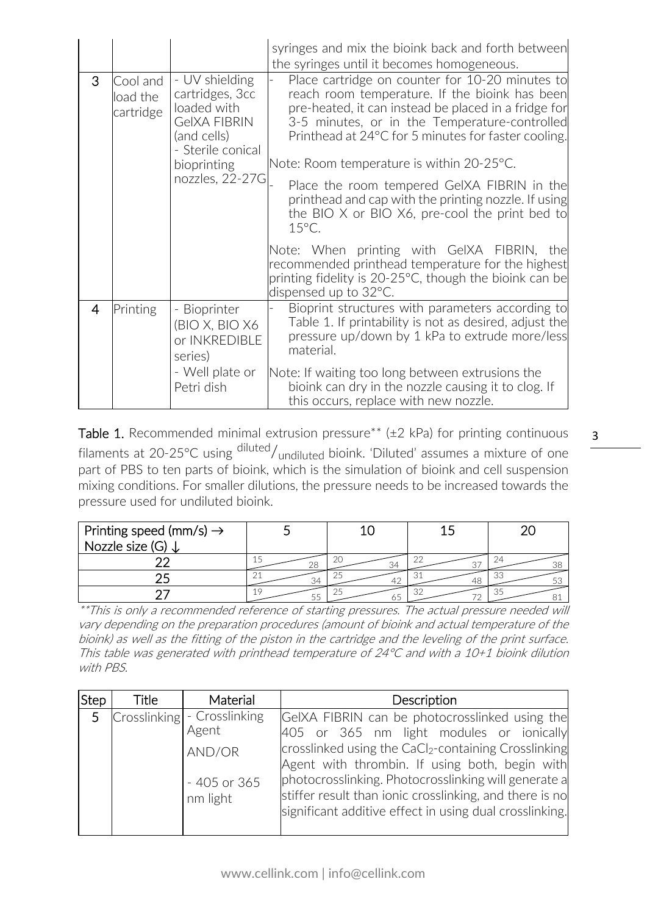| | | | syringes and mix the bioink back and forth between the syringes until it becomes homogeneous. |
|---|---|---|---|
| 3 | Cool and load the cartridge | - UV shielding cartridges, 3cc loaded with GelXA FIBRIN (and cells)<br>- Sterile conical bioprinting nozzles, 22-27G | - Place cartridge on counter for 10-20 minutes to reach room temperature. If the bioink has been pre-heated, it can instead be placed in a fridge for 3-5 minutes, or in the Temperature-controlled Printhead at 24°C for 5 minutes for faster cooling.<br><br>Note: Room temperature is within 20-25°C.<br><br>- Place the room tempered GelXA FIBRIN in the printhead and cap with the printing nozzle. If using the BIO X or BIO X6, pre-cool the print bed to 15°C.<br><br>Note: When printing with GelXA FIBRIN, the recommended printhead temperature for the highest printing fidelity is 20-25°C, though the bioink can be dispensed up to 32°C. |
| 4 | Printing | - Bioprinter (BIO X, BIO X6 or INKREDIBLE series)<br>- Well plate or Petri dish | - Bioprint structures with parameters according to Table 1. If printability is not as desired, adjust the pressure up/down by 1 kPa to extrude more/less material.<br><br>Note: If waiting too long between extrusions the bioink can dry in the nozzle causing it to clog. If this occurs, replace with new nozzle. |

**Table 1.** Recommended minimal extrusion pressure** (±2 kPa) for printing continuous filaments at 20-25°C using $^{diluted}/_{undiluted}$ bioink. 'Diluted' assumes a mixture of one part of PBS to ten parts of bioink, which is the simulation of bioink and cell suspension mixing conditions. For smaller dilutions, the pressure needs to be increased towards the pressure used for undiluted bioink.

| Printing speed (mm/s) → <br> Nozzle size (G) ↓ | 5 | 10 | 15 | 20 |
|---|---|---|---|---|
| 22 | 15/28 | 20/34 | 22/37 | 24/38 |
| 25 | 21/34 | 25/42 | 31/48 | 33/53 |
| 27 | 19/55 | 25/65 | 32/72 | 35/81 |

*\*\*This is only a recommended reference of starting pressures. The actual pressure needed will vary depending on the preparation procedures (amount of bioink and actual temperature of the bioink) as well as the fitting of the piston in the cartridge and the leveling of the print surface. This table was generated with printhead temperature of 24°C and with a 10+1 bioink dilution with PBS.*

| Step | Title | Material | Description |
|---|---|---|---|
| 5 | Crosslinking | - Crosslinking Agent<br>AND/OR<br>- 405 or 365 nm light | GelXA FIBRIN can be photocrosslinked using the 405 or 365 nm light modules or ionically crosslinked using the $CaCl_2$-containing Crosslinking Agent with thrombin. If using both, begin with photocrosslinking. Photocrosslinking will generate a stiffer result than ionic crosslinking, and there is no significant additive effect in using dual crosslinking. |

www.cellink.com | info@cellink.com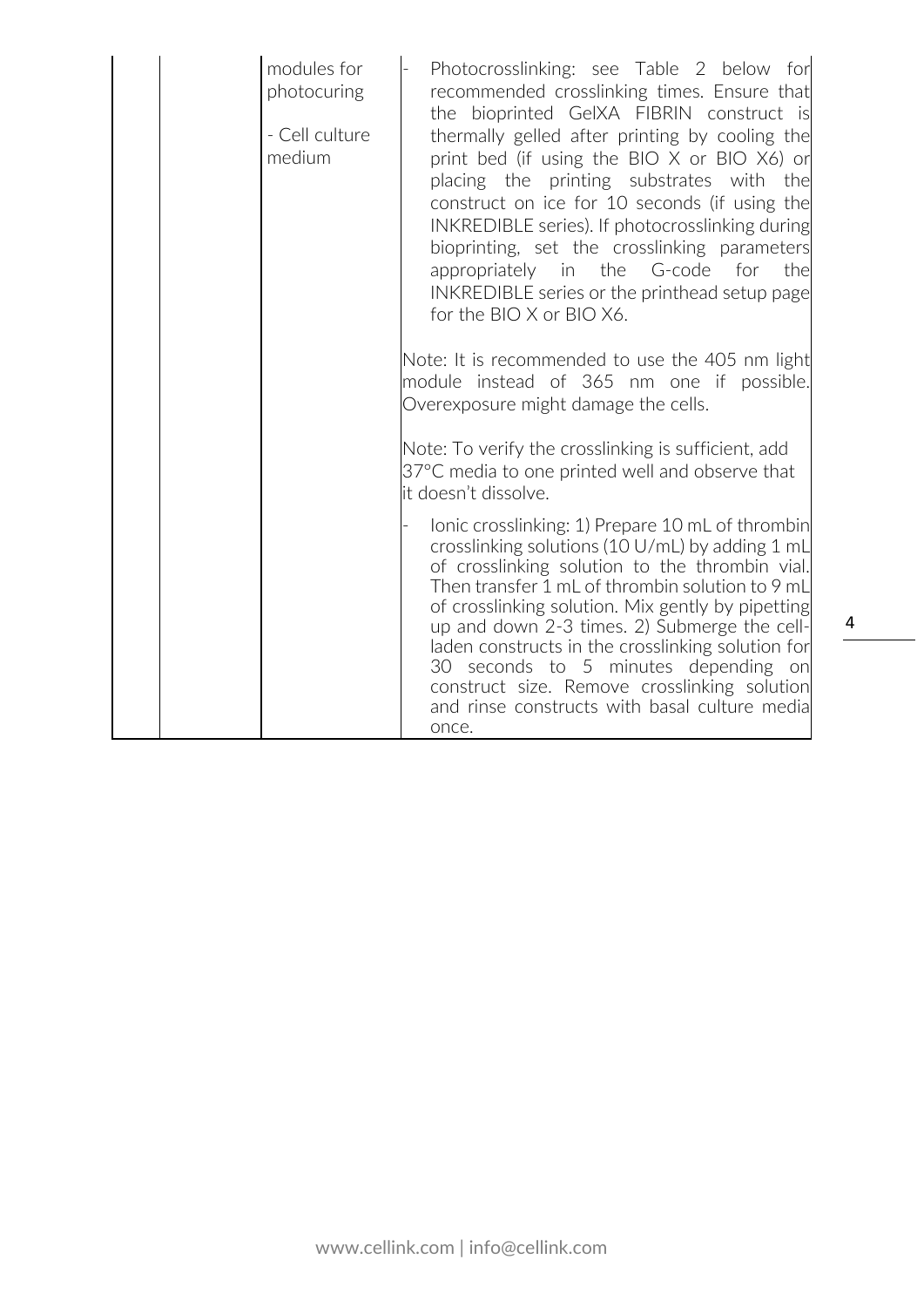| | | | |
|---|---|---|---|
| | | modules for photocuring<br><br>- Cell culture medium | - Photocrosslinking: see Table 2 below for recommended crosslinking times. Ensure that the bioprinted GelXA FIBRIN construct is thermally gelled after printing by cooling the print bed (if using the BIO X or BIO X6) or placing the printing substrates with the construct on ice for 10 seconds (if using the INKREDIBLE series). If photocrosslinking during bioprinting, set the crosslinking parameters appropriately in the G-code for the INKREDIBLE series or the printhead setup page for the BIO X or BIO X6.<br><br>Note: It is recommended to use the 405 nm light module instead of 365 nm one if possible. Overexposure might damage the cells.<br><br>Note: To verify the crosslinking is sufficient, add 37°C media to one printed well and observe that it doesn't dissolve.<br><br>- Ionic crosslinking: 1) Prepare 10 mL of thrombin crosslinking solutions (10 U/mL) by adding 1 mL of crosslinking solution to the thrombin vial. Then transfer 1 mL of thrombin solution to 9 mL of crosslinking solution. Mix gently by pipetting up and down 2-3 times. 2) Submerge the cell-laden constructs in the crosslinking solution for 30 seconds to 5 minutes depending on construct size. Remove crosslinking solution and rinse constructs with basal culture media once. |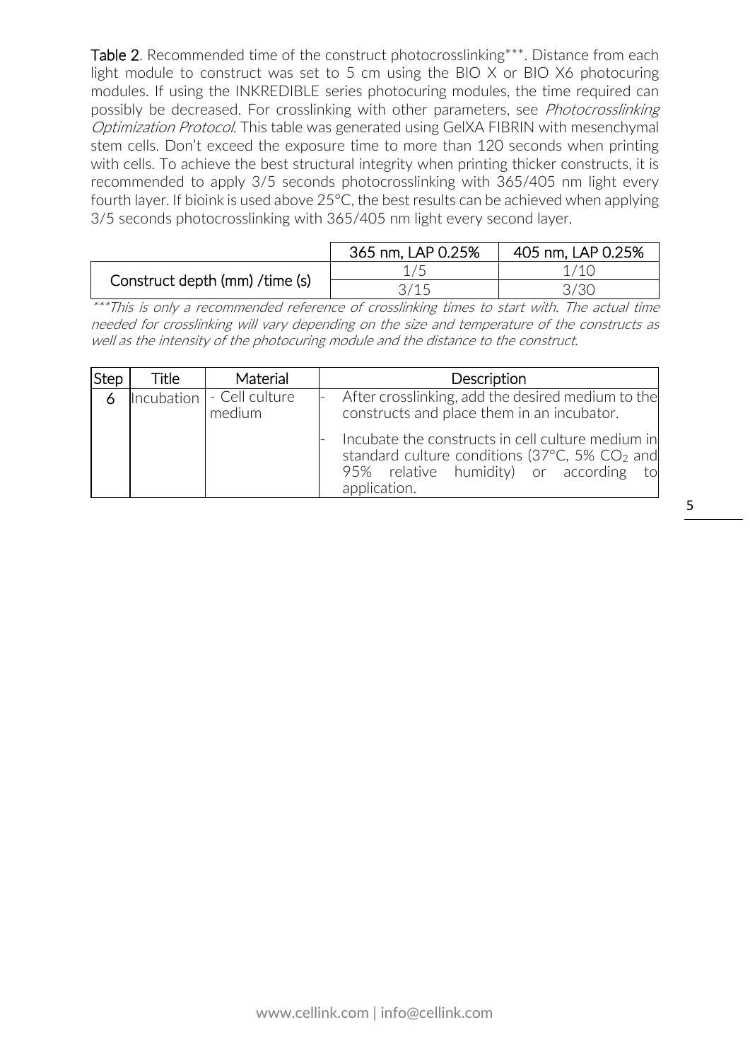**Table 2**. Recommended time of the construct photocrosslinking***. Distance from each light module to construct was set to 5 cm using the BIO X or BIO X6 photocuring modules. If using the INKREDIBLE series photocuring modules, the time required can possibly be decreased. For crosslinking with other parameters, see *Photocrosslinking Optimization Protocol*. This table was generated using GelXA FIBRIN with mesenchymal stem cells. Don't exceed the exposure time to more than 120 seconds when printing with cells. To achieve the best structural integrity when printing thicker constructs, it is recommended to apply 3/5 seconds photocrosslinking with 365/405 nm light every fourth layer. If bioink is used above 25°C, the best results can be achieved when applying 3/5 seconds photocrosslinking with 365/405 nm light every second layer.

| | 365 nm, LAP 0.25% | 405 nm, LAP 0.25% |
|---|---|---|
| Construct depth (mm) /time (s) | 1/5 | 1/10 |
| | 3/15 | 3/30 |

****This is only a recommended reference of crosslinking times to start with. The actual time needed for crosslinking will vary depending on the size and temperature of the constructs as well as the intensity of the photocuring module and the distance to the construct.*

| Step | Title | Material | Description |
|---|---|---|---|
| 6 | Incubation | - Cell culture medium | - After crosslinking, add the desired medium to the constructs and place them in an incubator.<br>- Incubate the constructs in cell culture medium in standard culture conditions (37°C, 5% $CO_2$ and 95% relative humidity) or according to application. |

www.cellink.com | info@cellink.com